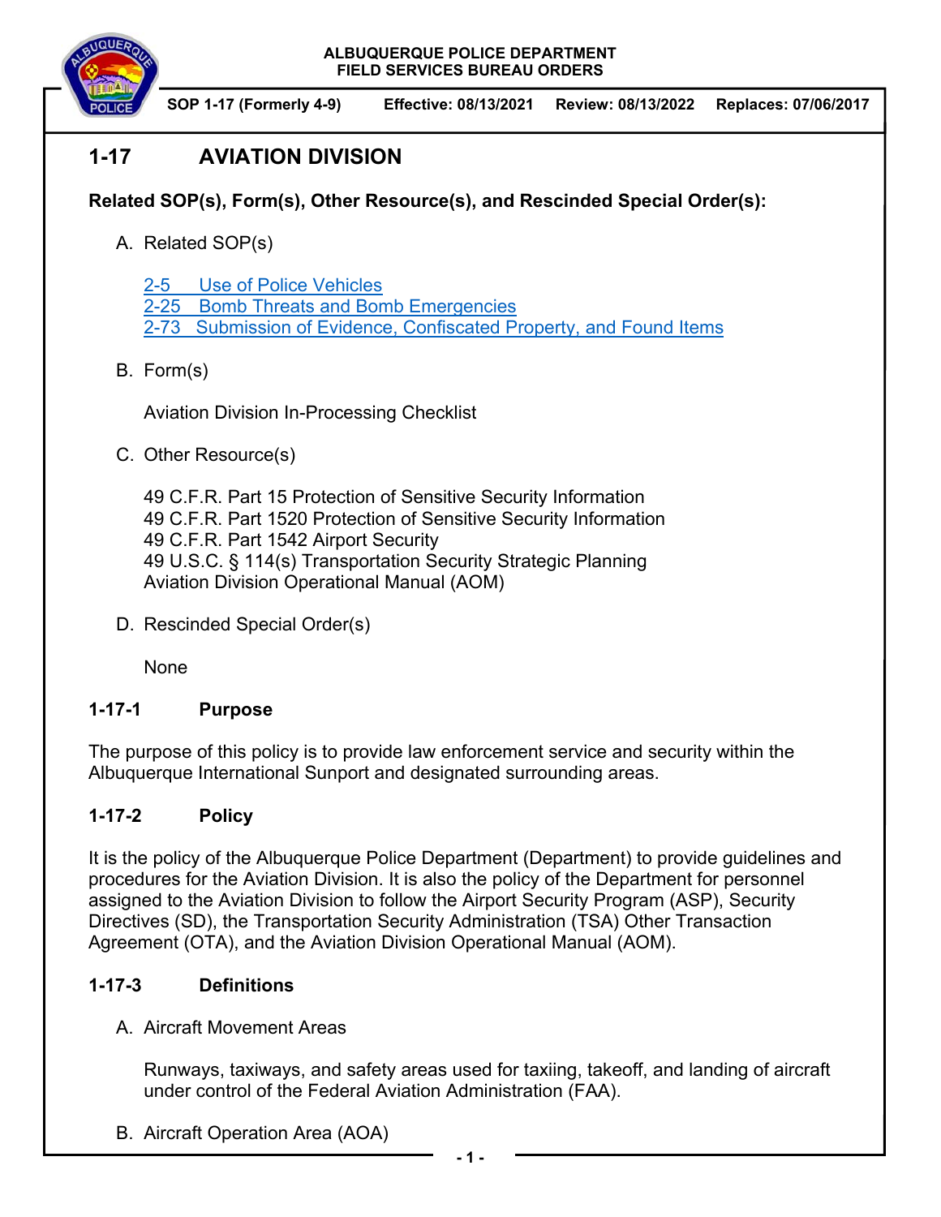**ALBUQUERQUE POLICE DEPARTMENT**
**FIELD SERVICES BUREAU ORDERS**

**SOP 1-17 (Formerly 4-9)** **Effective: 08/13/2021** **Review: 08/13/2022** **Replaces: 07/06/2017**

# 1-17 AVIATION DIVISION

**Related SOP(s), Form(s), Other Resource(s), and Rescinded Special Order(s):**

A. Related SOP(s)

2-5 Use of Police Vehicles
2-25 Bomb Threats and Bomb Emergencies
2-73 Submission of Evidence, Confiscated Property, and Found Items

B. Form(s)

Aviation Division In-Processing Checklist

C. Other Resource(s)

49 C.F.R. Part 15 Protection of Sensitive Security Information
49 C.F.R. Part 1520 Protection of Sensitive Security Information
49 C.F.R. Part 1542 Airport Security
49 U.S.C. § 114(s) Transportation Security Strategic Planning
Aviation Division Operational Manual (AOM)

D. Rescinded Special Order(s)

None

## 1-17-1 Purpose

The purpose of this policy is to provide law enforcement service and security within the Albuquerque International Sunport and designated surrounding areas.

## 1-17-2 Policy

It is the policy of the Albuquerque Police Department (Department) to provide guidelines and procedures for the Aviation Division. It is also the policy of the Department for personnel assigned to the Aviation Division to follow the Airport Security Program (ASP), Security Directives (SD), the Transportation Security Administration (TSA) Other Transaction Agreement (OTA), and the Aviation Division Operational Manual (AOM).

## 1-17-3 Definitions

A. Aircraft Movement Areas

Runways, taxiways, and safety areas used for taxiing, takeoff, and landing of aircraft under control of the Federal Aviation Administration (FAA).

B. Aircraft Operation Area (AOA)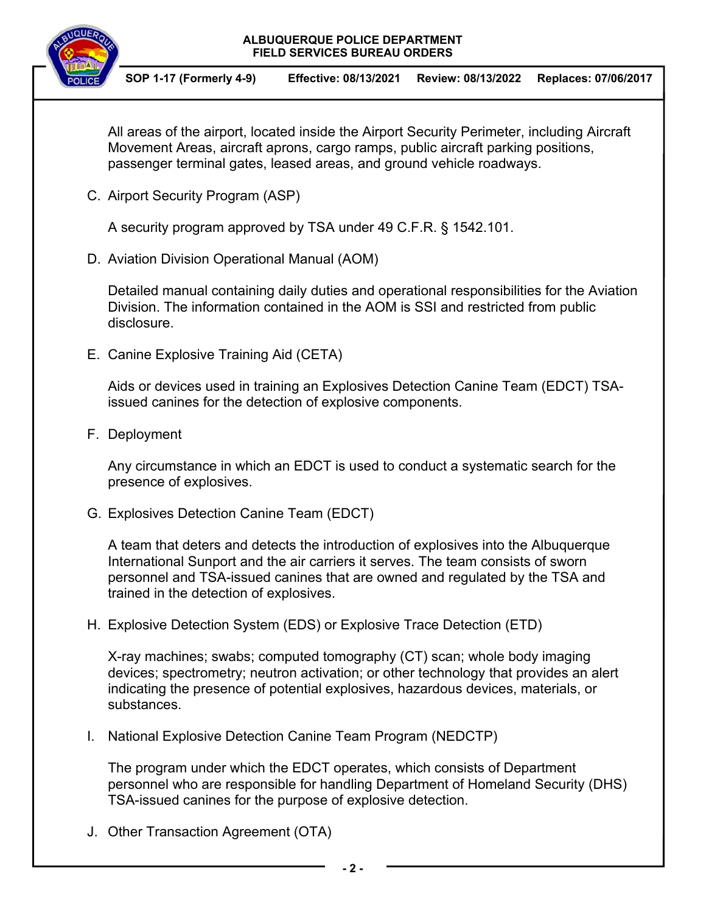All areas of the airport, located inside the Airport Security Perimeter, including Aircraft Movement Areas, aircraft aprons, cargo ramps, public aircraft parking positions, passenger terminal gates, leased areas, and ground vehicle roadways.

C. Airport Security Program (ASP)

A security program approved by TSA under 49 C.F.R. § 1542.101.

D. Aviation Division Operational Manual (AOM)

Detailed manual containing daily duties and operational responsibilities for the Aviation Division. The information contained in the AOM is SSI and restricted from public disclosure.

E. Canine Explosive Training Aid (CETA)

Aids or devices used in training an Explosives Detection Canine Team (EDCT) TSA-issued canines for the detection of explosive components.

F. Deployment

Any circumstance in which an EDCT is used to conduct a systematic search for the presence of explosives.

G. Explosives Detection Canine Team (EDCT)

A team that deters and detects the introduction of explosives into the Albuquerque International Sunport and the air carriers it serves. The team consists of sworn personnel and TSA-issued canines that are owned and regulated by the TSA and trained in the detection of explosives.

H. Explosive Detection System (EDS) or Explosive Trace Detection (ETD)

X-ray machines; swabs; computed tomography (CT) scan; whole body imaging devices; spectrometry; neutron activation; or other technology that provides an alert indicating the presence of potential explosives, hazardous devices, materials, or substances.

I. National Explosive Detection Canine Team Program (NEDCTP)

The program under which the EDCT operates, which consists of Department personnel who are responsible for handling Department of Homeland Security (DHS) TSA-issued canines for the purpose of explosive detection.

J. Other Transaction Agreement (OTA)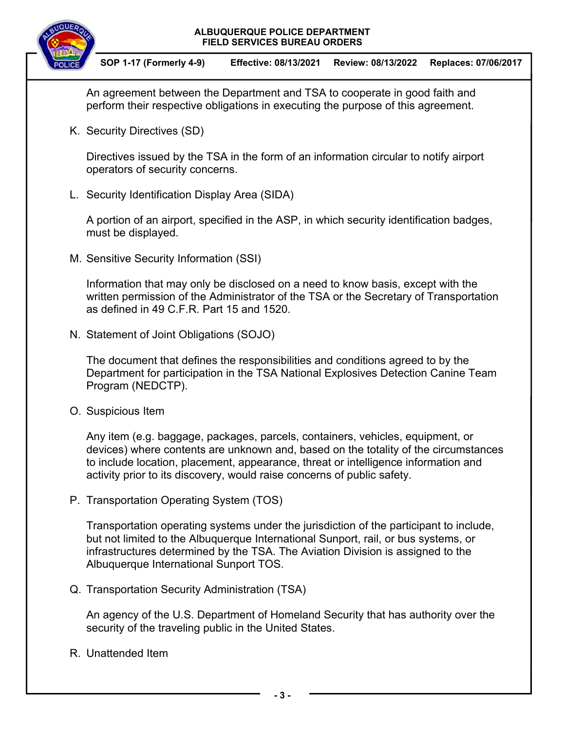An agreement between the Department and TSA to cooperate in good faith and perform their respective obligations in executing the purpose of this agreement.

K. Security Directives (SD)

Directives issued by the TSA in the form of an information circular to notify airport operators of security concerns.

L. Security Identification Display Area (SIDA)

A portion of an airport, specified in the ASP, in which security identification badges, must be displayed.

M. Sensitive Security Information (SSI)

Information that may only be disclosed on a need to know basis, except with the written permission of the Administrator of the TSA or the Secretary of Transportation as defined in 49 C.F.R. Part 15 and 1520.

N. Statement of Joint Obligations (SOJO)

The document that defines the responsibilities and conditions agreed to by the Department for participation in the TSA National Explosives Detection Canine Team Program (NEDCTP).

O. Suspicious Item

Any item (e.g. baggage, packages, parcels, containers, vehicles, equipment, or devices) where contents are unknown and, based on the totality of the circumstances to include location, placement, appearance, threat or intelligence information and activity prior to its discovery, would raise concerns of public safety.

P. Transportation Operating System (TOS)

Transportation operating systems under the jurisdiction of the participant to include, but not limited to the Albuquerque International Sunport, rail, or bus systems, or infrastructures determined by the TSA. The Aviation Division is assigned to the Albuquerque International Sunport TOS.

Q. Transportation Security Administration (TSA)

An agency of the U.S. Department of Homeland Security that has authority over the security of the traveling public in the United States.

R. Unattended Item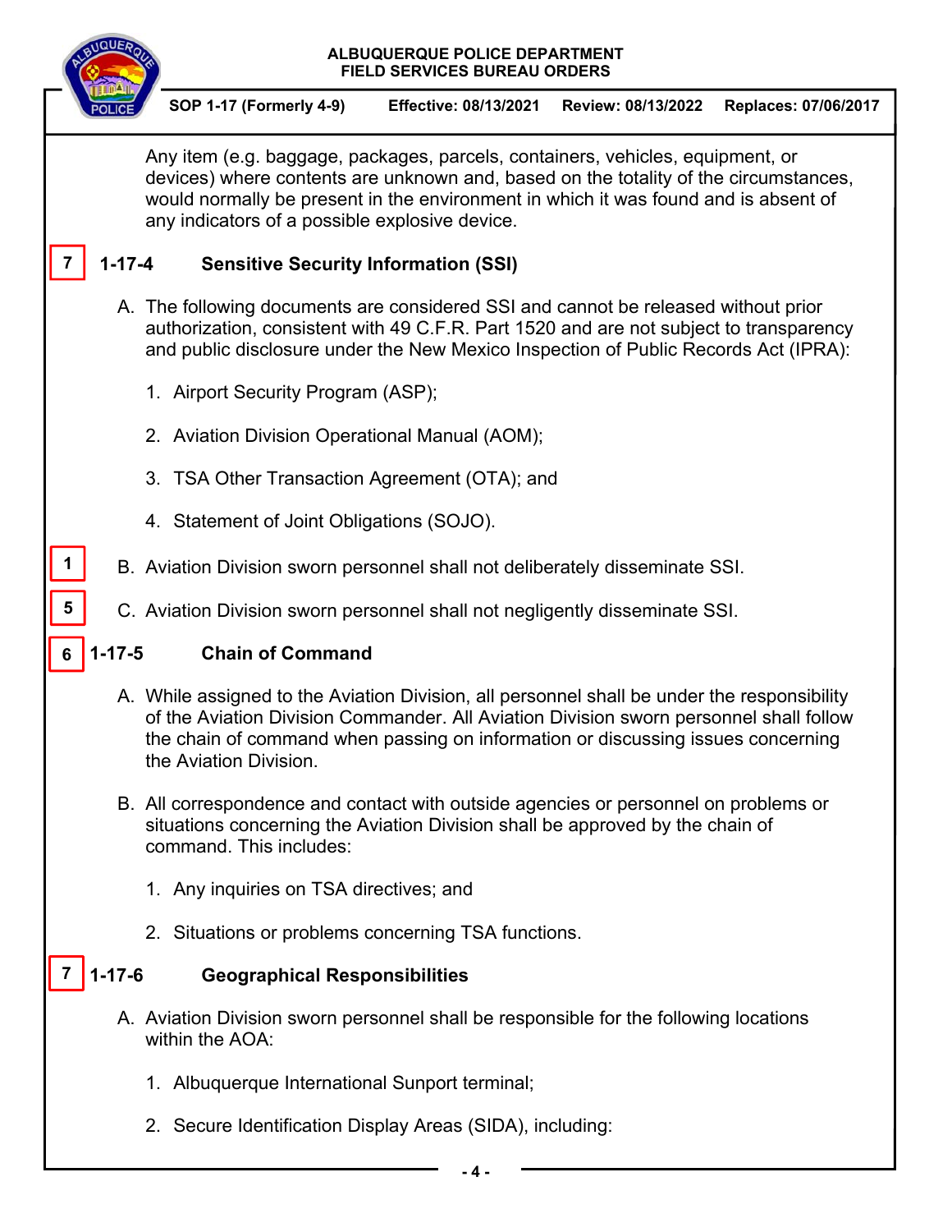Any item (e.g. baggage, packages, parcels, containers, vehicles, equipment, or devices) where contents are unknown and, based on the totality of the circumstances, would normally be present in the environment in which it was found and is absent of any indicators of a possible explosive device.

7 **1-17-4 Sensitive Security Information (SSI)**

A. The following documents are considered SSI and cannot be released without prior authorization, consistent with 49 C.F.R. Part 1520 and are not subject to transparency and public disclosure under the New Mexico Inspection of Public Records Act (IPRA):

1. Airport Security Program (ASP);
2. Aviation Division Operational Manual (AOM);
3. TSA Other Transaction Agreement (OTA); and
4. Statement of Joint Obligations (SOJO).

1 B. Aviation Division sworn personnel shall not deliberately disseminate SSI.

5 C. Aviation Division sworn personnel shall not negligently disseminate SSI.

6 **1-17-5 Chain of Command**

A. While assigned to the Aviation Division, all personnel shall be under the responsibility of the Aviation Division Commander. All Aviation Division sworn personnel shall follow the chain of command when passing on information or discussing issues concerning the Aviation Division.

B. All correspondence and contact with outside agencies or personnel on problems or situations concerning the Aviation Division shall be approved by the chain of command. This includes:

1. Any inquiries on TSA directives; and
2. Situations or problems concerning TSA functions.

7 **1-17-6 Geographical Responsibilities**

A. Aviation Division sworn personnel shall be responsible for the following locations within the AOA:

1. Albuquerque International Sunport terminal;
2. Secure Identification Display Areas (SIDA), including: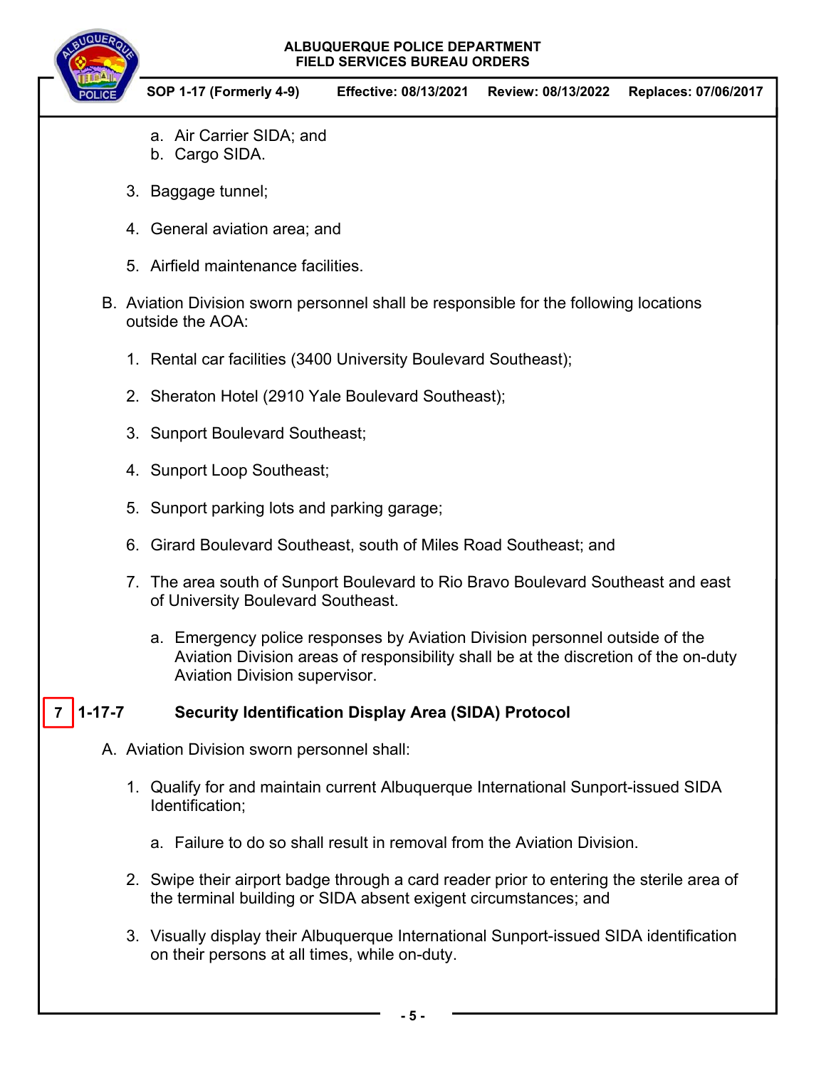a. Air Carrier SIDA; and
b. Cargo SIDA.

3. Baggage tunnel;

4. General aviation area; and

5. Airfield maintenance facilities.

B. Aviation Division sworn personnel shall be responsible for the following locations outside the AOA:

1. Rental car facilities (3400 University Boulevard Southeast);

2. Sheraton Hotel (2910 Yale Boulevard Southeast);

3. Sunport Boulevard Southeast;

4. Sunport Loop Southeast;

5. Sunport parking lots and parking garage;

6. Girard Boulevard Southeast, south of Miles Road Southeast; and

7. The area south of Sunport Boulevard to Rio Bravo Boulevard Southeast and east of University Boulevard Southeast.

   a. Emergency police responses by Aviation Division personnel outside of the Aviation Division areas of responsibility shall be at the discretion of the on-duty Aviation Division supervisor.

## 7 1-17-7 Security Identification Display Area (SIDA) Protocol

A. Aviation Division sworn personnel shall:

1. Qualify for and maintain current Albuquerque International Sunport-issued SIDA Identification;

   a. Failure to do so shall result in removal from the Aviation Division.

2. Swipe their airport badge through a card reader prior to entering the sterile area of the terminal building or SIDA absent exigent circumstances; and

3. Visually display their Albuquerque International Sunport-issued SIDA identification on their persons at all times, while on-duty.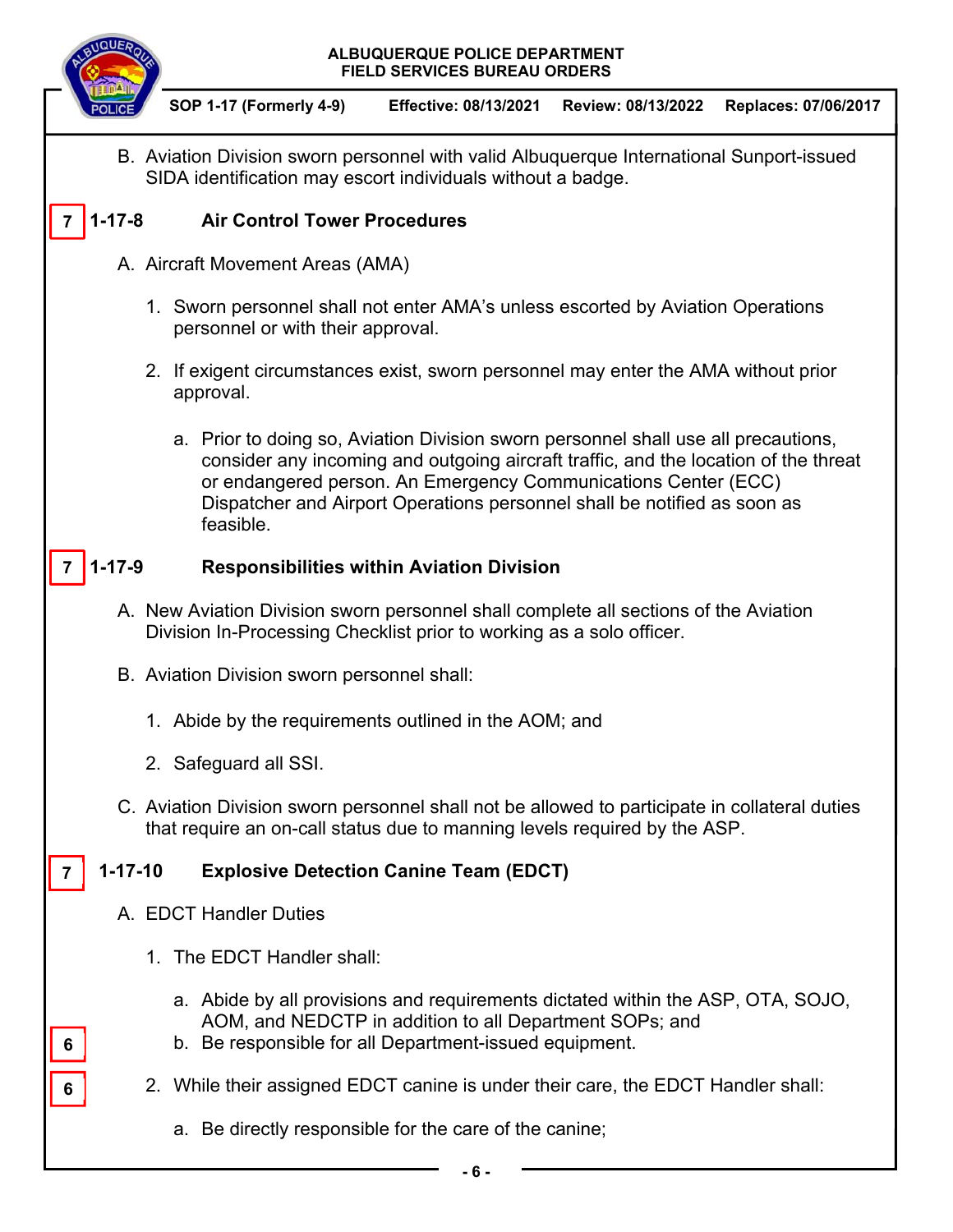B. Aviation Division sworn personnel with valid Albuquerque International Sunport-issued SIDA identification may escort individuals without a badge.

7 **1-17-8 Air Control Tower Procedures**

A. Aircraft Movement Areas (AMA)

1. Sworn personnel shall not enter AMA's unless escorted by Aviation Operations personnel or with their approval.

2. If exigent circumstances exist, sworn personnel may enter the AMA without prior approval.

   a. Prior to doing so, Aviation Division sworn personnel shall use all precautions, consider any incoming and outgoing aircraft traffic, and the location of the threat or endangered person. An Emergency Communications Center (ECC) Dispatcher and Airport Operations personnel shall be notified as soon as feasible.

7 **1-17-9 Responsibilities within Aviation Division**

A. New Aviation Division sworn personnel shall complete all sections of the Aviation Division In-Processing Checklist prior to working as a solo officer.

B. Aviation Division sworn personnel shall:

1. Abide by the requirements outlined in the AOM; and

2. Safeguard all SSI.

C. Aviation Division sworn personnel shall not be allowed to participate in collateral duties that require an on-call status due to manning levels required by the ASP.

7 **1-17-10 Explosive Detection Canine Team (EDCT)**

A. EDCT Handler Duties

1. The EDCT Handler shall:

   a. Abide by all provisions and requirements dictated within the ASP, OTA, SOJO, AOM, and NEDCTP in addition to all Department SOPs; and

6  b. Be responsible for all Department-issued equipment.

6  2. While their assigned EDCT canine is under their care, the EDCT Handler shall:

   a. Be directly responsible for the care of the canine;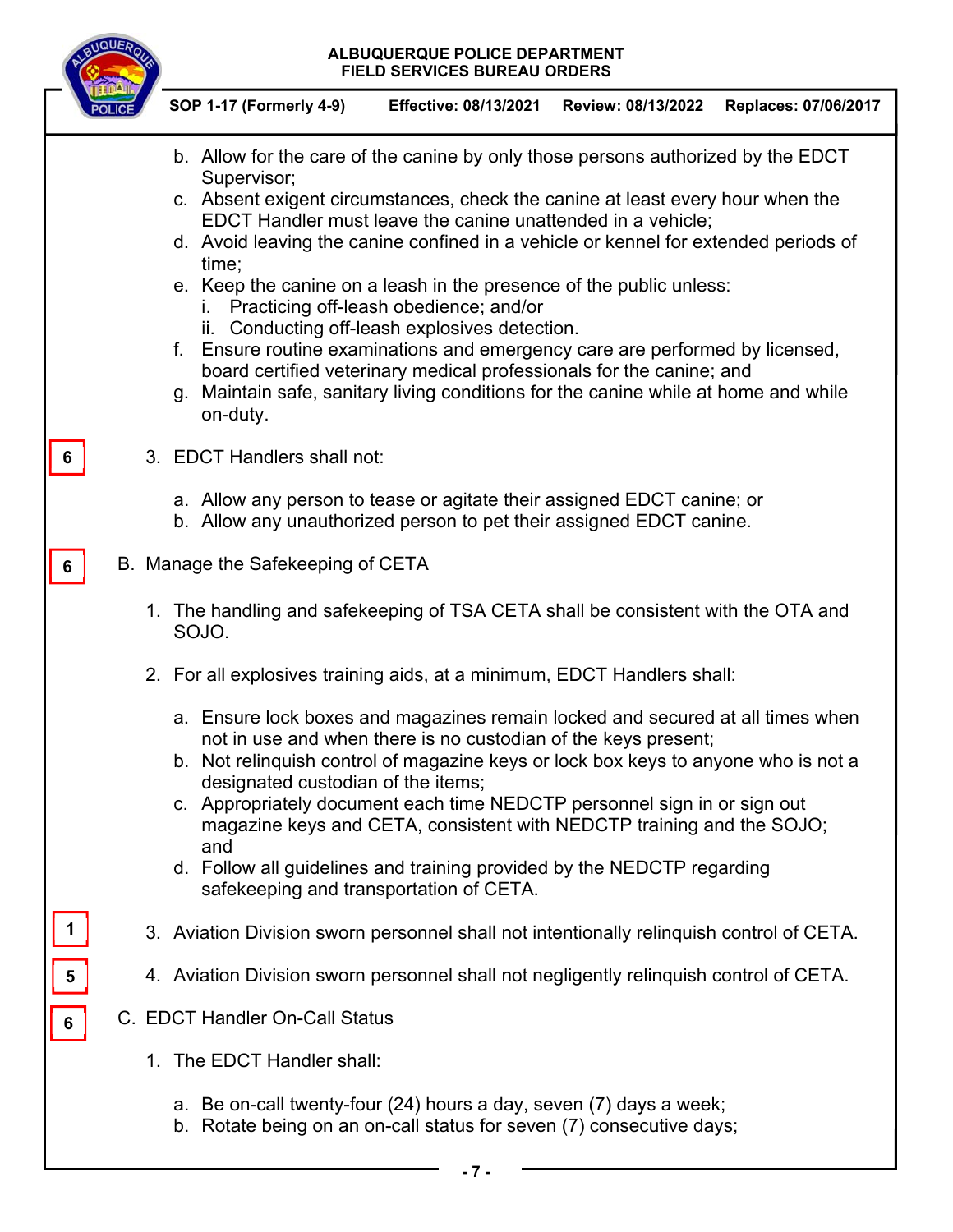b. Allow for the care of the canine by only those persons authorized by the EDCT Supervisor;
c. Absent exigent circumstances, check the canine at least every hour when the EDCT Handler must leave the canine unattended in a vehicle;
d. Avoid leaving the canine confined in a vehicle or kennel for extended periods of time;
e. Keep the canine on a leash in the presence of the public unless:
   i. Practicing off-leash obedience; and/or
   ii. Conducting off-leash explosives detection.
f. Ensure routine examinations and emergency care are performed by licensed, board certified veterinary medical professionals for the canine; and
g. Maintain safe, sanitary living conditions for the canine while at home and while on-duty.

6

3. EDCT Handlers shall not:

   a. Allow any person to tease or agitate their assigned EDCT canine; or
   b. Allow any unauthorized person to pet their assigned EDCT canine.

6

B. Manage the Safekeeping of CETA

1. The handling and safekeeping of TSA CETA shall be consistent with the OTA and SOJO.

2. For all explosives training aids, at a minimum, EDCT Handlers shall:

   a. Ensure lock boxes and magazines remain locked and secured at all times when not in use and when there is no custodian of the keys present;
   b. Not relinquish control of magazine keys or lock box keys to anyone who is not a designated custodian of the items;
   c. Appropriately document each time NEDCTP personnel sign in or sign out magazine keys and CETA, consistent with NEDCTP training and the SOJO; and
   d. Follow all guidelines and training provided by the NEDCTP regarding safekeeping and transportation of CETA.

1

3. Aviation Division sworn personnel shall not intentionally relinquish control of CETA.

5

4. Aviation Division sworn personnel shall not negligently relinquish control of CETA.

6

C. EDCT Handler On-Call Status

1. The EDCT Handler shall:

   a. Be on-call twenty-four (24) hours a day, seven (7) days a week;
   b. Rotate being on an on-call status for seven (7) consecutive days;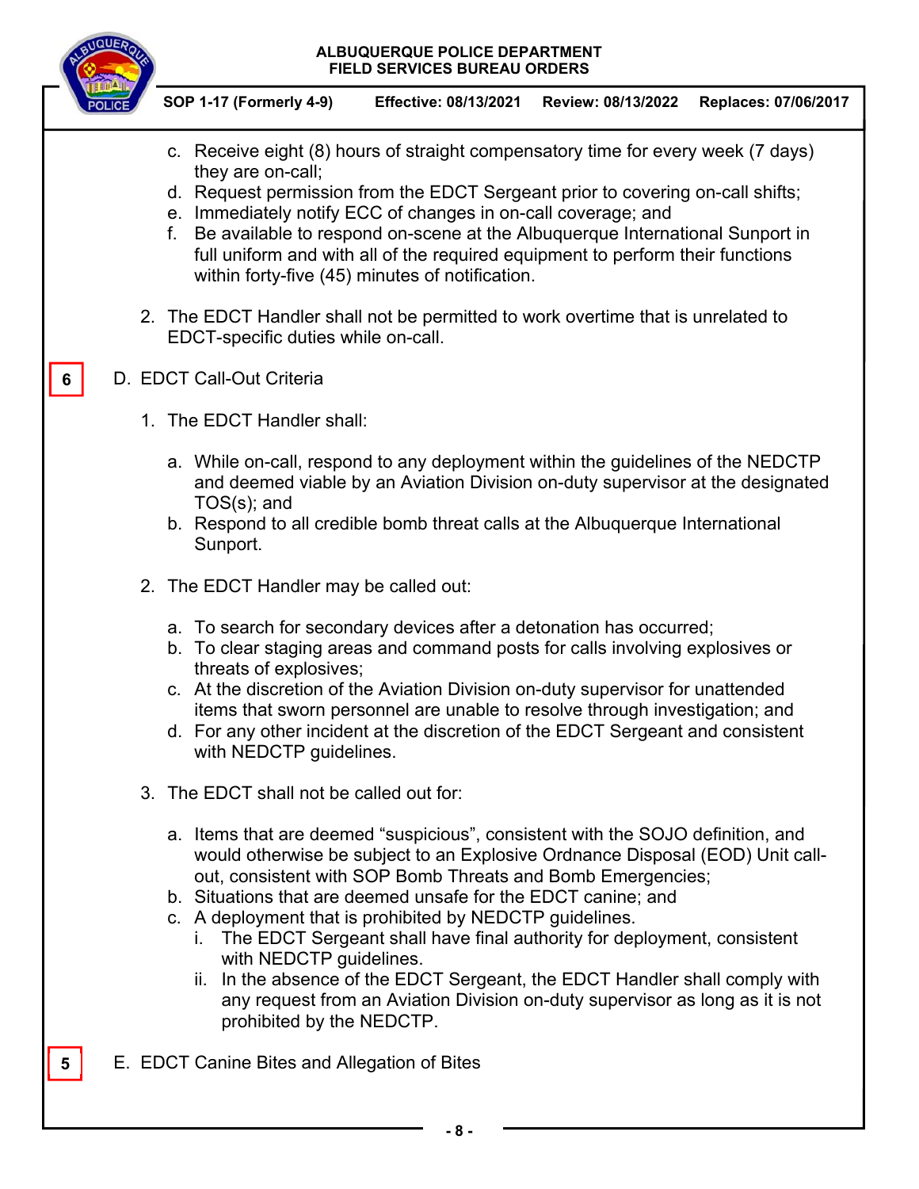c. Receive eight (8) hours of straight compensatory time for every week (7 days) they are on-call;
d. Request permission from the EDCT Sergeant prior to covering on-call shifts;
e. Immediately notify ECC of changes in on-call coverage; and
f. Be available to respond on-scene at the Albuquerque International Sunport in full uniform and with all of the required equipment to perform their functions within forty-five (45) minutes of notification.

2. The EDCT Handler shall not be permitted to work overtime that is unrelated to EDCT-specific duties while on-call.

6

D. EDCT Call-Out Criteria

1. The EDCT Handler shall:

   a. While on-call, respond to any deployment within the guidelines of the NEDCTP and deemed viable by an Aviation Division on-duty supervisor at the designated TOS(s); and
   b. Respond to all credible bomb threat calls at the Albuquerque International Sunport.

2. The EDCT Handler may be called out:

   a. To search for secondary devices after a detonation has occurred;
   b. To clear staging areas and command posts for calls involving explosives or threats of explosives;
   c. At the discretion of the Aviation Division on-duty supervisor for unattended items that sworn personnel are unable to resolve through investigation; and
   d. For any other incident at the discretion of the EDCT Sergeant and consistent with NEDCTP guidelines.

3. The EDCT shall not be called out for:

   a. Items that are deemed "suspicious", consistent with the SOJO definition, and would otherwise be subject to an Explosive Ordnance Disposal (EOD) Unit call-out, consistent with SOP Bomb Threats and Bomb Emergencies;
   b. Situations that are deemed unsafe for the EDCT canine; and
   c. A deployment that is prohibited by NEDCTP guidelines.
      i. The EDCT Sergeant shall have final authority for deployment, consistent with NEDCTP guidelines.
      ii. In the absence of the EDCT Sergeant, the EDCT Handler shall comply with any request from an Aviation Division on-duty supervisor as long as it is not prohibited by the NEDCTP.

5

E. EDCT Canine Bites and Allegation of Bites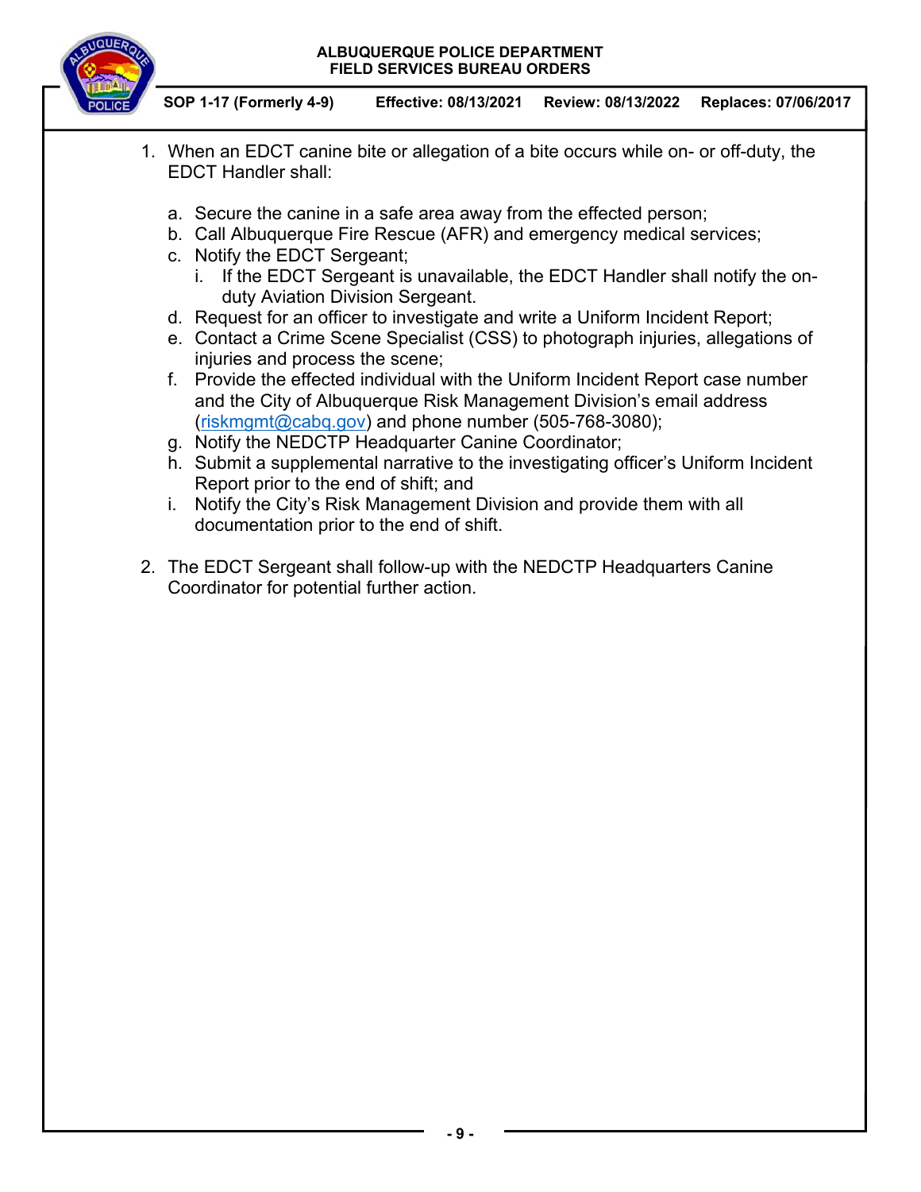1. When an EDCT canine bite or allegation of a bite occurs while on- or off-duty, the EDCT Handler shall:

   a. Secure the canine in a safe area away from the effected person;
   b. Call Albuquerque Fire Rescue (AFR) and emergency medical services;
   c. Notify the EDCT Sergeant;
      i. If the EDCT Sergeant is unavailable, the EDCT Handler shall notify the on-duty Aviation Division Sergeant.
   d. Request for an officer to investigate and write a Uniform Incident Report;
   e. Contact a Crime Scene Specialist (CSS) to photograph injuries, allegations of injuries and process the scene;
   f. Provide the effected individual with the Uniform Incident Report case number and the City of Albuquerque Risk Management Division's email address (riskmgmt@cabq.gov) and phone number (505-768-3080);
   g. Notify the NEDCTP Headquarter Canine Coordinator;
   h. Submit a supplemental narrative to the investigating officer's Uniform Incident Report prior to the end of shift; and
   i. Notify the City's Risk Management Division and provide them with all documentation prior to the end of shift.

2. The EDCT Sergeant shall follow-up with the NEDCTP Headquarters Canine Coordinator for potential further action.